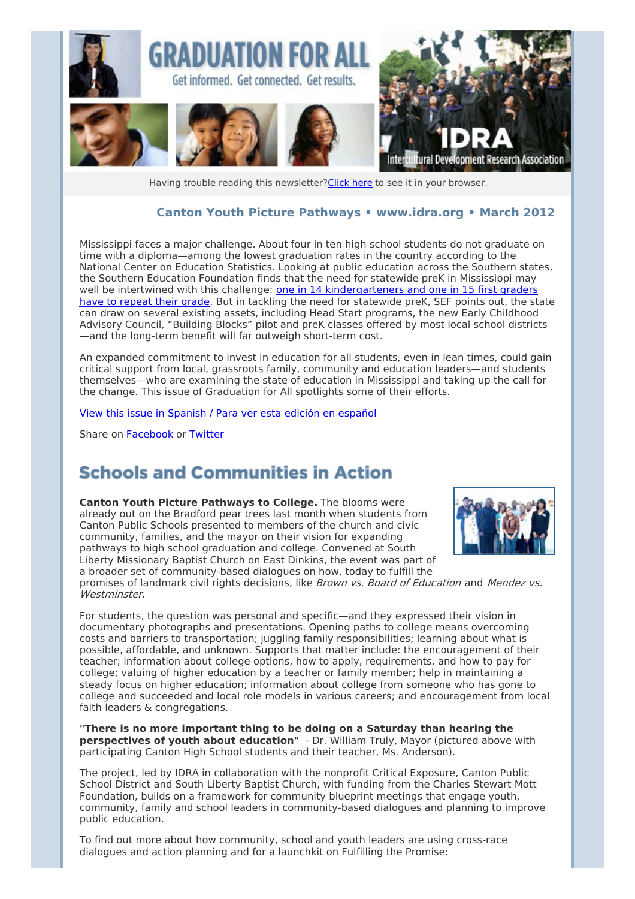# GRADUATION FOR ALL

Get informed. Get connected. Get results.

IDRA Intercultural Development Research Association

Having trouble reading this newsletter? Click here to see it in your browser.

### Canton Youth Picture Pathways • www.idra.org • March 2012

Mississippi faces a major challenge. About four in ten high school students do not graduate on time with a diploma—among the lowest graduation rates in the country according to the National Center on Education Statistics. Looking at public education across the Southern states, the Southern Education Foundation finds that the need for statewide preK in Mississippi may well be intertwined with this challenge: one in 14 kindergarteners and one in 15 first graders have to repeat their grade. But in tackling the need for statewide preK, SEF points out, the state can draw on several existing assets, including Head Start programs, the new Early Childhood Advisory Council, "Building Blocks" pilot and preK classes offered by most local school districts—and the long-term benefit will far outweigh short-term cost.

An expanded commitment to invest in education for all students, even in lean times, could gain critical support from local, grassroots family, community and education leaders—and students themselves—who are examining the state of education in Mississippi and taking up the call for the change. This issue of Graduation for All spotlights some of their efforts.

View this issue in Spanish / Para ver esta edición en español

Share on Facebook or Twitter

## Schools and Communities in Action

**Canton Youth Picture Pathways to College.** The blooms were already out on the Bradford pear trees last month when students from Canton Public Schools presented to members of the church and civic community, families, and the mayor on their vision for expanding pathways to high school graduation and college. Convened at South Liberty Missionary Baptist Church on East Dinkins, the event was part of a broader set of community-based dialogues on how, today to fulfill the promises of landmark civil rights decisions, like *Brown vs. Board of Education* and *Mendez vs. Westminster*.

For students, the question was personal and specific—and they expressed their vision in documentary photographs and presentations. Opening paths to college means overcoming costs and barriers to transportation; juggling family responsibilities; learning about what is possible, affordable, and unknown. Supports that matter include: the encouragement of their teacher; information about college options, how to apply, requirements, and how to pay for college; valuing of higher education by a teacher or family member; help in maintaining a steady focus on higher education; information about college from someone who has gone to college and succeeded and local role models in various careers; and encouragement from local faith leaders & congregations.

**"There is no more important thing to be doing on a Saturday than hearing the perspectives of youth about education"** - Dr. William Truly, Mayor (pictured above with participating Canton High School students and their teacher, Ms. Anderson).

The project, led by IDRA in collaboration with the nonprofit Critical Exposure, Canton Public School District and South Liberty Baptist Church, with funding from the Charles Stewart Mott Foundation, builds on a framework for community blueprint meetings that engage youth, community, family and school leaders in community-based dialogues and planning to improve public education.

To find out more about how community, school and youth leaders are using cross-race dialogues and action planning and for a launchkit on Fulfilling the Promise: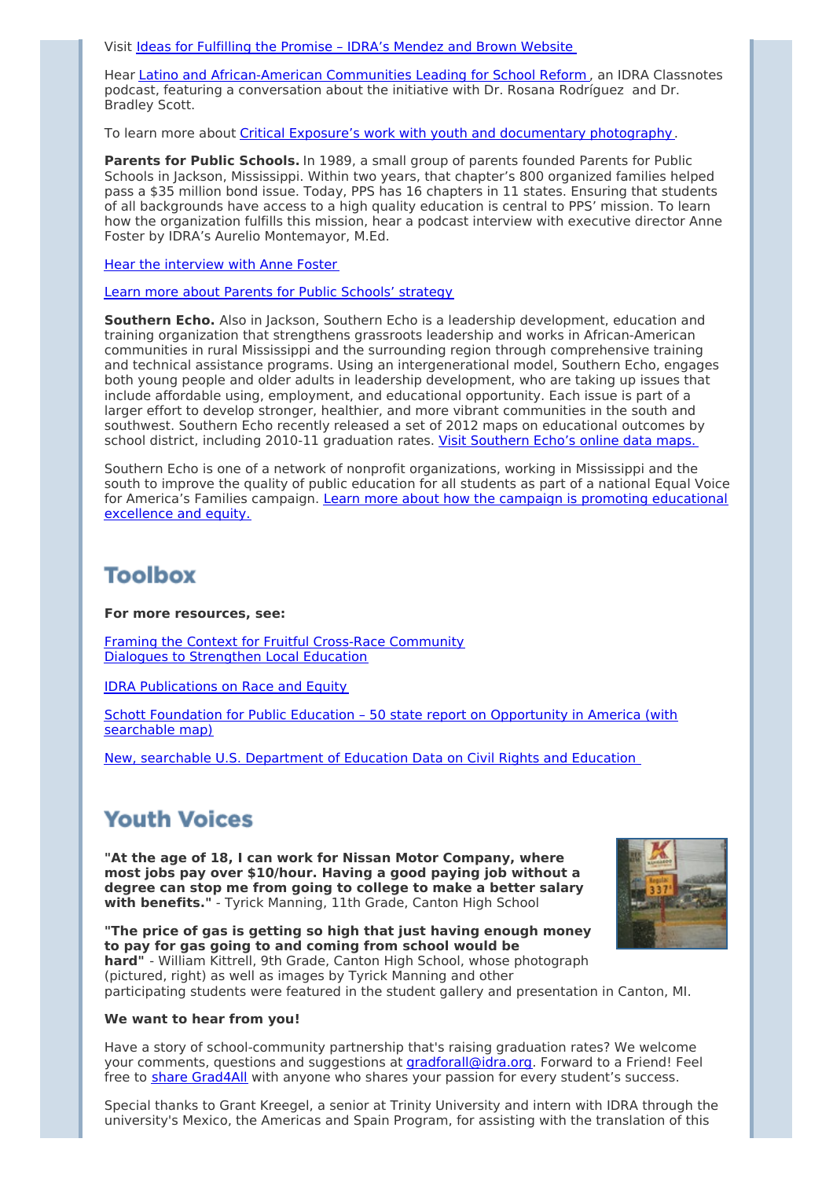Visit Ideas for Fulfilling the Promise – IDRA's Mendez and Brown Website

Hear Latino and African-American Communities Leading for School Reform, an IDRA Classnotes podcast, featuring a conversation about the initiative with Dr. Rosana Rodríguez and Dr. Bradley Scott.

To learn more about Critical Exposure's work with youth and documentary photography.

**Parents for Public Schools.** In 1989, a small group of parents founded Parents for Public Schools in Jackson, Mississippi. Within two years, that chapter's 800 organized families helped pass a $35 million bond issue. Today, PPS has 16 chapters in 11 states. Ensuring that students of all backgrounds have access to a high quality education is central to PPS' mission. To learn how the organization fulfills this mission, hear a podcast interview with executive director Anne Foster by IDRA's Aurelio Montemayor, M.Ed.

Hear the interview with Anne Foster

Learn more about Parents for Public Schools' strategy

**Southern Echo.** Also in Jackson, Southern Echo is a leadership development, education and training organization that strengthens grassroots leadership and works in African-American communities in rural Mississippi and the surrounding region through comprehensive training and technical assistance programs. Using an intergenerational model, Southern Echo, engages both young people and older adults in leadership development, who are taking up issues that include affordable using, employment, and educational opportunity. Each issue is part of a larger effort to develop stronger, healthier, and more vibrant communities in the south and southwest. Southern Echo recently released a set of 2012 maps on educational outcomes by school district, including 2010-11 graduation rates. Visit Southern Echo's online data maps.

Southern Echo is one of a network of nonprofit organizations, working in Mississippi and the south to improve the quality of public education for all students as part of a national Equal Voice for America's Families campaign. Learn more about how the campaign is promoting educational excellence and equity.

## Toolbox

**For more resources, see:**

Framing the Context for Fruitful Cross-Race Community Dialogues to Strengthen Local Education

IDRA Publications on Race and Equity

Schott Foundation for Public Education – 50 state report on Opportunity in America (with searchable map)

New, searchable U.S. Department of Education Data on Civil Rights and Education

## Youth Voices

**"At the age of 18, I can work for Nissan Motor Company, where most jobs pay over $10/hour. Having a good paying job without a degree can stop me from going to college to make a better salary with benefits."** - Tyrick Manning, 11th Grade, Canton High School

**"The price of gas is getting so high that just having enough money to pay for gas going to and coming from school would be hard"** - William Kittrell, 9th Grade, Canton High School, whose photograph (pictured, right) as well as images by Tyrick Manning and other participating students were featured in the student gallery and presentation in Canton, MI.

**We want to hear from you!**

Have a story of school-community partnership that's raising graduation rates? We welcome your comments, questions and suggestions at gradforall@idra.org. Forward to a Friend! Feel free to share Grad4All with anyone who shares your passion for every student's success.

Special thanks to Grant Kreegel, a senior at Trinity University and intern with IDRA through the university's Mexico, the Americas and Spain Program, for assisting with the translation of this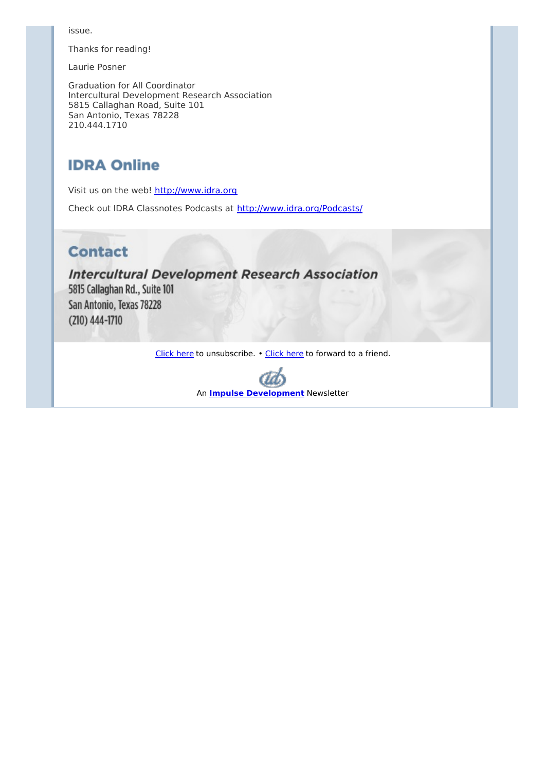issue.

Thanks for reading!

Laurie Posner

Graduation for All Coordinator
Intercultural Development Research Association
5815 Callaghan Road, Suite 101
San Antonio, Texas 78228
210.444.1710

## IDRA Online

Visit us on the web! http://www.idra.org

Check out IDRA Classnotes Podcasts at http://www.idra.org/Podcasts/

## Contact

***Intercultural Development Research Association***
5815 Callaghan Rd., Suite 101
San Antonio, Texas 78228
(210) 444-1710

Click here to unsubscribe. • Click here to forward to a friend.

An **Impulse Development** Newsletter